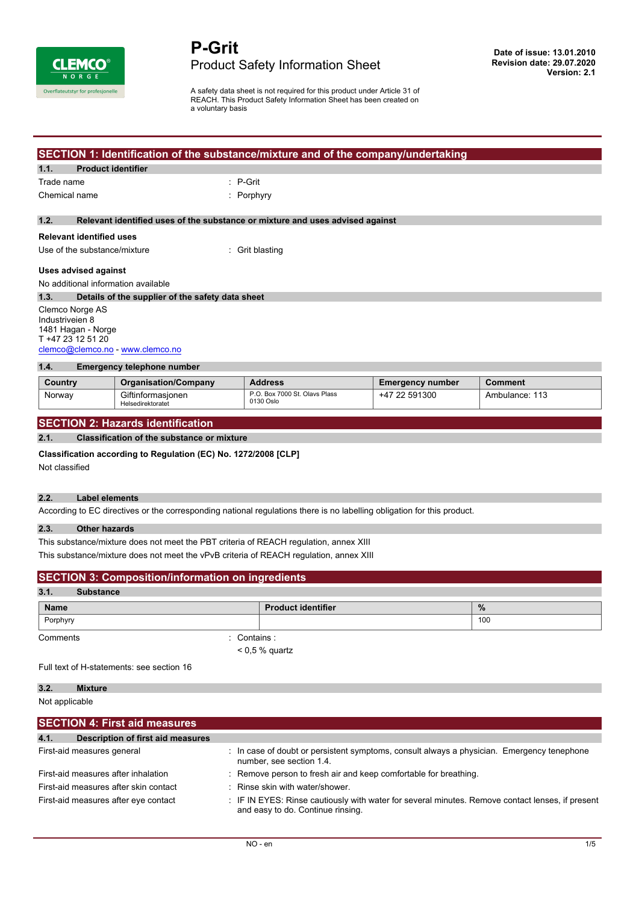# P-Grit

## Product Safety Information Sheet

**Date of issue: 13.01.2010**
**Revision date: 29.07.2020**
**Version: 2.1**

A safety data sheet is not required for this product under Article 31 of REACH. This Product Safety Information Sheet has been created on a voluntary basis

## SECTION 1: Identification of the substance/mixture and of the company/undertaking

### 1.1. Product identifier

Trade name : P-Grit

Chemical name : Porphyry

### 1.2. Relevant identified uses of the substance or mixture and uses advised against

**Relevant identified uses**

Use of the substance/mixture : Grit blasting

**Uses advised against**

No additional information available

### 1.3. Details of the supplier of the safety data sheet

Clemco Norge AS
Industriveien 8
1481 Hagan - Norge
T +47 23 12 51 20
clemco@clemco.no - www.clemco.no

### 1.4. Emergency telephone number

| Country | Organisation/Company | Address | Emergency number | Comment |
|---|---|---|---|---|
| Norway | Giftinformasjonen Helsedirektoratet | P.O. Box 7000 St. Olavs Plass 0130 Oslo | +47 22 591300 | Ambulance: 113 |

## SECTION 2: Hazards identification

### 2.1. Classification of the substance or mixture

**Classification according to Regulation (EC) No. 1272/2008 [CLP]**

Not classified

### 2.2. Label elements

According to EC directives or the corresponding national regulations there is no labelling obligation for this product.

### 2.3. Other hazards

This substance/mixture does not meet the PBT criteria of REACH regulation, annex XIII

This substance/mixture does not meet the vPvB criteria of REACH regulation, annex XIII

## SECTION 3: Composition/information on ingredients

### 3.1. Substance

| Name | Product identifier | % |
|---|---|---|
| Porphyry | | 100 |

Comments : Contains :
< 0,5 % quartz

Full text of H-statements: see section 16

### 3.2. Mixture

Not applicable

## SECTION 4: First aid measures

### 4.1. Description of first aid measures

First-aid measures general : In case of doubt or persistent symptoms, consult always a physician. Emergency tenephone number, see section 1.4.

First-aid measures after inhalation : Remove person to fresh air and keep comfortable for breathing.

First-aid measures after skin contact : Rinse skin with water/shower.

First-aid measures after eye contact : IF IN EYES: Rinse cautiously with water for several minutes. Remove contact lenses, if present and easy to do. Continue rinsing.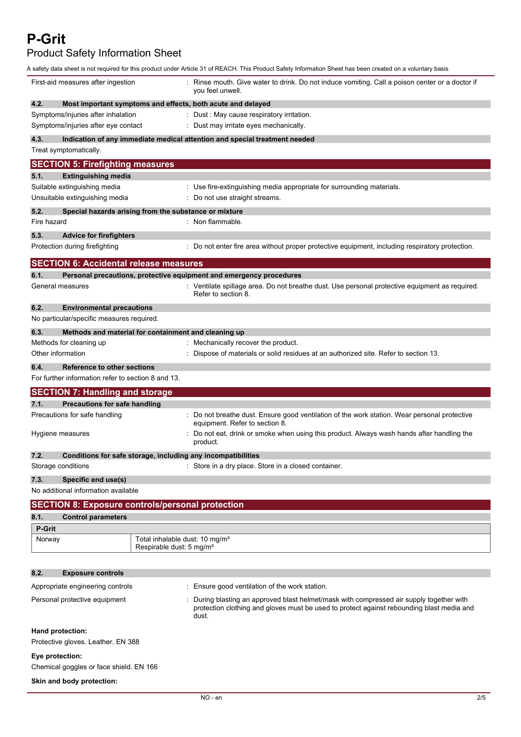First-aid measures after ingestion : Rinse mouth. Give water to drink. Do not induce vomiting. Call a poison center or a doctor if you feel unwell.

### 4.2. Most important symptoms and effects, both acute and delayed

Symptoms/injuries after inhalation : Dust : May cause respiratory irritation.

Symptoms/injuries after eye contact : Dust may irritate eyes mechanically.

### 4.3. Indication of any immediate medical attention and special treatment needed

Treat symptomatically.

## SECTION 5: Firefighting measures

### 5.1. Extinguishing media

Suitable extinguishing media : Use fire-extinguishing media appropriate for surrounding materials.

Unsuitable extinguishing media : Do not use straight streams.

### 5.2. Special hazards arising from the substance or mixture

Fire hazard : Non flammable.

### 5.3. Advice for firefighters

Protection during firefighting : Do not enter fire area without proper protective equipment, including respiratory protection.

## SECTION 6: Accidental release measures

### 6.1. Personal precautions, protective equipment and emergency procedures

General measures : Ventilate spillage area. Do not breathe dust. Use personal protective equipment as required. Refer to section 8.

### 6.2. Environmental precautions

No particular/specific measures required.

### 6.3. Methods and material for containment and cleaning up

Methods for cleaning up : Mechanically recover the product.

Other information : Dispose of materials or solid residues at an authorized site. Refer to section 13.

### 6.4. Reference to other sections

For further information refer to section 8 and 13.

## SECTION 7: Handling and storage

### 7.1. Precautions for safe handling

Precautions for safe handling : Do not breathe dust. Ensure good ventilation of the work station. Wear personal protective equipment. Refer to section 8.

Hygiene measures : Do not eat, drink or smoke when using this product. Always wash hands after handling the product.

### 7.2. Conditions for safe storage, including any incompatibilities

Storage conditions : Store in a dry place. Store in a closed container.

### 7.3. Specific end use(s)

No additional information available

## SECTION 8: Exposure controls/personal protection

### 8.1. Control parameters

| P-Grit | |
|---|---|
| Norway | Total inhalable dust: 10 mg/m³<br>Respirable dust: 5 mg/m³ |

### 8.2. Exposure controls

Appropriate engineering controls : Ensure good ventilation of the work station.

Personal protective equipment : During blasting an approved blast helmet/mask with compressed air supply together with protection clothing and gloves must be used to protect against rebounding blast media and dust.

**Hand protection:**

Protective gloves. Leather. EN 388

**Eye protection:**

Chemical goggles or face shield. EN 166

**Skin and body protection:**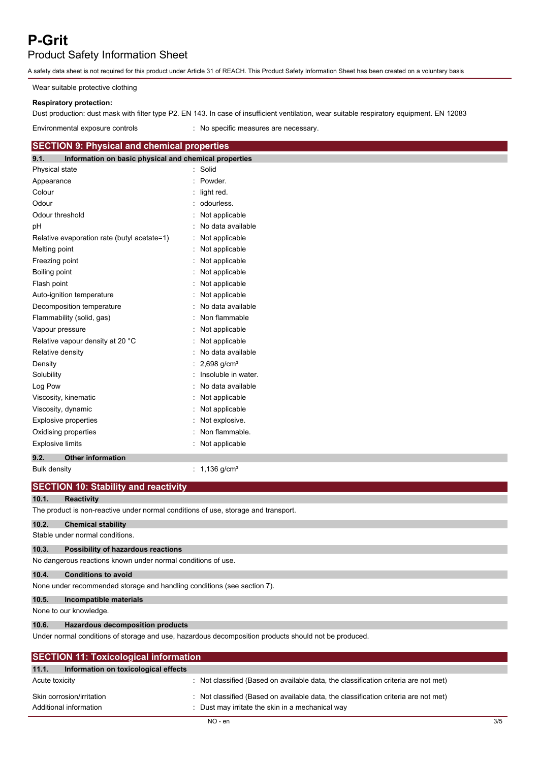Wear suitable protective clothing

**Respiratory protection:**

Dust production: dust mask with filter type P2. EN 143. In case of insufficient ventilation, wear suitable respiratory equipment. EN 12083

Environmental exposure controls : No specific measures are necessary.

## SECTION 9: Physical and chemical properties

### 9.1. Information on basic physical and chemical properties

| | |
|---|---|
| Physical state | : Solid |
| Appearance | : Powder. |
| Colour | : light red. |
| Odour | : odourless. |
| Odour threshold | : Not applicable |
| pH | : No data available |
| Relative evaporation rate (butyl acetate=1) | : Not applicable |
| Melting point | : Not applicable |
| Freezing point | : Not applicable |
| Boiling point | : Not applicable |
| Flash point | : Not applicable |
| Auto-ignition temperature | : Not applicable |
| Decomposition temperature | : No data available |
| Flammability (solid, gas) | : Non flammable |
| Vapour pressure | : Not applicable |
| Relative vapour density at 20 °C | : Not applicable |
| Relative density | : No data available |
| Density | : 2,698 g/cm³ |
| Solubility | : Insoluble in water. |
| Log Pow | : No data available |
| Viscosity, kinematic | : Not applicable |
| Viscosity, dynamic | : Not applicable |
| Explosive properties | : Not explosive. |
| Oxidising properties | : Non flammable. |
| Explosive limits | : Not applicable |

### 9.2. Other information

| | |
|---|---|
| Bulk density | : 1,136 g/cm³ |

## SECTION 10: Stability and reactivity

### 10.1. Reactivity

The product is non-reactive under normal conditions of use, storage and transport.

### 10.2. Chemical stability

Stable under normal conditions.

### 10.3. Possibility of hazardous reactions

No dangerous reactions known under normal conditions of use.

### 10.4. Conditions to avoid

None under recommended storage and handling conditions (see section 7).

### 10.5. Incompatible materials

None to our knowledge.

### 10.6. Hazardous decomposition products

Under normal conditions of storage and use, hazardous decomposition products should not be produced.

## SECTION 11: Toxicological information

### 11.1. Information on toxicological effects

| | |
|---|---|
| Acute toxicity | : Not classified (Based on available data, the classification criteria are not met) |
| Skin corrosion/irritation | : Not classified (Based on available data, the classification criteria are not met) |
| Additional information | : Dust may irritate the skin in a mechanical way |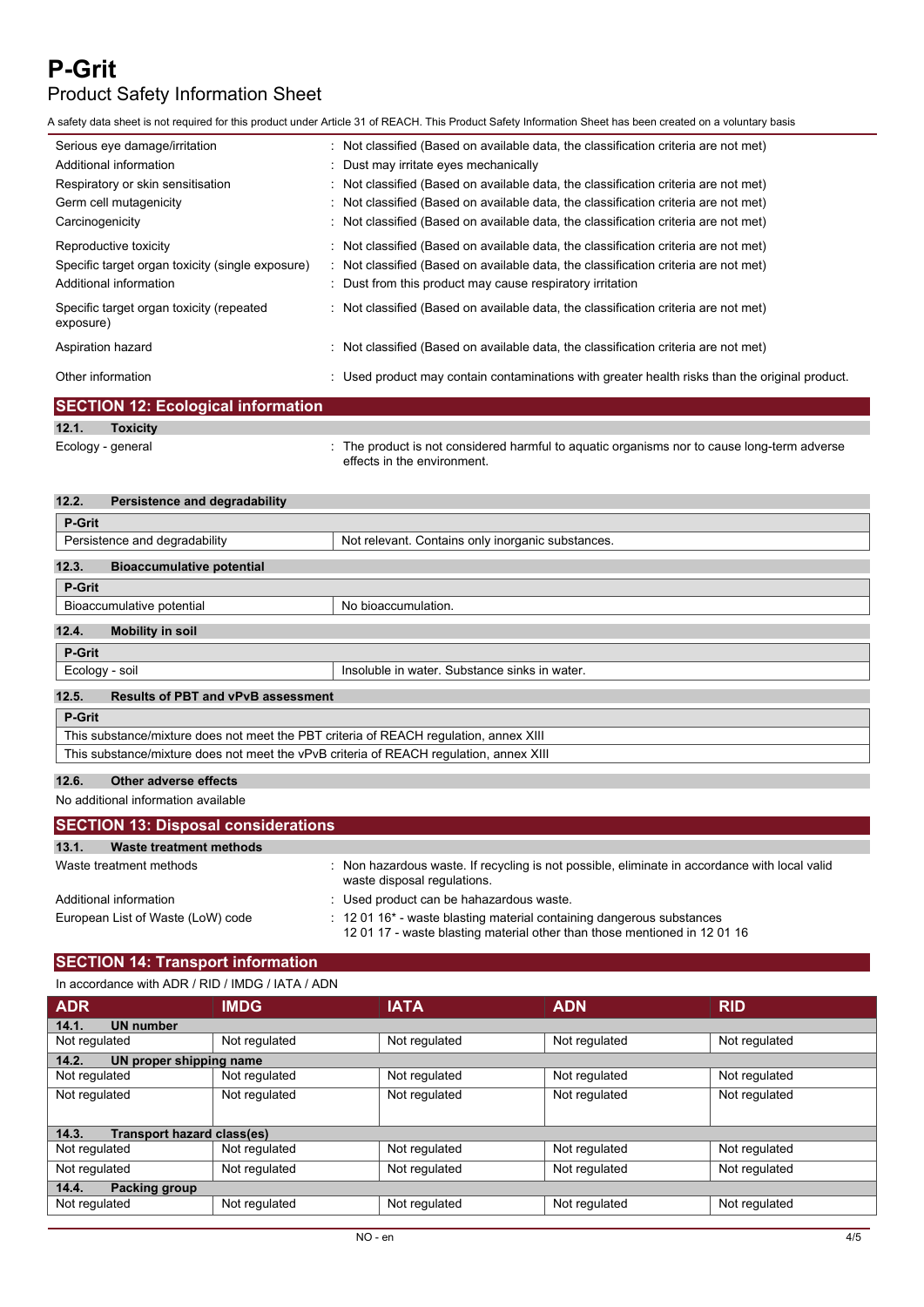A safety data sheet is not required for this product under Article 31 of REACH. This Product Safety Information Sheet has been created on a voluntary basis

| | |
|---|---|
| Serious eye damage/irritation | : Not classified (Based on available data, the classification criteria are not met) |
| Additional information | : Dust may irritate eyes mechanically |
| Respiratory or skin sensitisation | : Not classified (Based on available data, the classification criteria are not met) |
| Germ cell mutagenicity | : Not classified (Based on available data, the classification criteria are not met) |
| Carcinogenicity | : Not classified (Based on available data, the classification criteria are not met) |
| Reproductive toxicity | : Not classified (Based on available data, the classification criteria are not met) |
| Specific target organ toxicity (single exposure) | : Not classified (Based on available data, the classification criteria are not met) |
| Additional information | : Dust from this product may cause respiratory irritation |
| Specific target organ toxicity (repeated exposure) | : Not classified (Based on available data, the classification criteria are not met) |
| Aspiration hazard | : Not classified (Based on available data, the classification criteria are not met) |
| Other information | : Used product may contain contaminations with greater health risks than the original product. |

## SECTION 12: Ecological information

### 12.1. Toxicity

Ecology - general : The product is not considered harmful to aquatic organisms nor to cause long-term adverse effects in the environment.

### 12.2. Persistence and degradability

| P-Grit | |
|---|---|
| Persistence and degradability | Not relevant. Contains only inorganic substances. |

### 12.3. Bioaccumulative potential

| P-Grit | |
|---|---|
| Bioaccumulative potential | No bioaccumulation. |

### 12.4. Mobility in soil

| P-Grit | |
|---|---|
| Ecology - soil | Insoluble in water. Substance sinks in water. |

### 12.5. Results of PBT and vPvB assessment

| P-Grit |
|---|
| This substance/mixture does not meet the PBT criteria of REACH regulation, annex XIII |
| This substance/mixture does not meet the vPvB criteria of REACH regulation, annex XIII |

### 12.6. Other adverse effects

No additional information available

## SECTION 13: Disposal considerations

### 13.1. Waste treatment methods

| | |
|---|---|
| Waste treatment methods | : Non hazardous waste. If recycling is not possible, eliminate in accordance with local valid waste disposal regulations. |
| Additional information | : Used product can be hahazardous waste. |
| European List of Waste (LoW) code | : 12 01 16* - waste blasting material containing dangerous substances<br>12 01 17 - waste blasting material other than those mentioned in 12 01 16 |

## SECTION 14: Transport information

In accordance with ADR / RID / IMDG / IATA / ADN

| ADR | IMDG | IATA | ADN | RID |
|---|---|---|---|---|
| **14.1. UN number** | | | | |
| Not regulated | Not regulated | Not regulated | Not regulated | Not regulated |
| **14.2. UN proper shipping name** | | | | |
| Not regulated | Not regulated | Not regulated | Not regulated | Not regulated |
| Not regulated | Not regulated | Not regulated | Not regulated | Not regulated |
| **14.3. Transport hazard class(es)** | | | | |
| Not regulated | Not regulated | Not regulated | Not regulated | Not regulated |
| Not regulated | Not regulated | Not regulated | Not regulated | Not regulated |
| **14.4. Packing group** | | | | |
| Not regulated | Not regulated | Not regulated | Not regulated | Not regulated |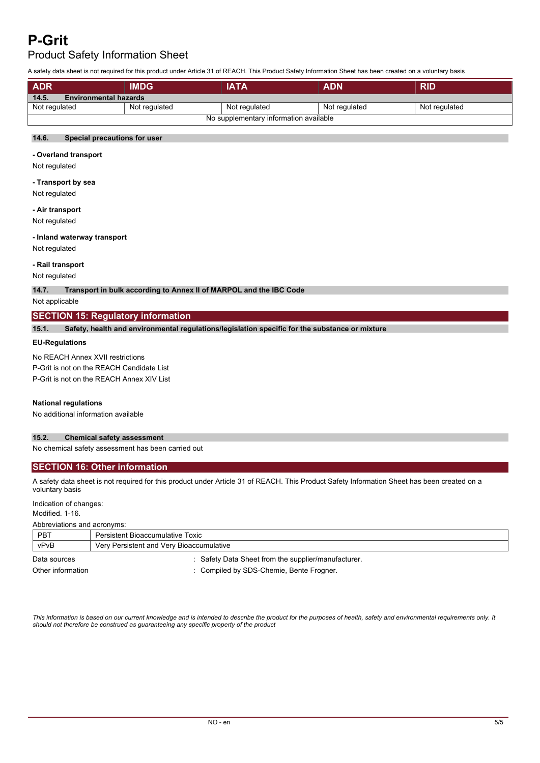# P-Grit

## Product Safety Information Sheet

A safety data sheet is not required for this product under Article 31 of REACH. This Product Safety Information Sheet has been created on a voluntary basis

| ADR | IMDG | IATA | ADN | RID |
|---|---|---|---|---|
| **14.5. Environmental hazards** | | | | |
| Not regulated | Not regulated | Not regulated | Not regulated | Not regulated |
| No supplementary information available | | | | |

### 14.6. Special precautions for user

**- Overland transport**

Not regulated

**- Transport by sea**

Not regulated

**- Air transport**

Not regulated

**- Inland waterway transport**

Not regulated

**- Rail transport**

Not regulated

### 14.7. Transport in bulk according to Annex II of MARPOL and the IBC Code

Not applicable

## SECTION 15: Regulatory information

### 15.1. Safety, health and environmental regulations/legislation specific for the substance or mixture

**EU-Regulations**

No REACH Annex XVII restrictions
P-Grit is not on the REACH Candidate List
P-Grit is not on the REACH Annex XIV List

**National regulations**

No additional information available

### 15.2. Chemical safety assessment

No chemical safety assessment has been carried out

## SECTION 16: Other information

A safety data sheet is not required for this product under Article 31 of REACH. This Product Safety Information Sheet has been created on a voluntary basis

Indication of changes:
Modified. 1-16.

Abbreviations and acronyms:

| | |
|---|---|
| PBT | Persistent Bioaccumulative Toxic |
| vPvB | Very Persistent and Very Bioaccumulative |

Data sources : Safety Data Sheet from the supplier/manufacturer.

Other information : Compiled by SDS-Chemie, Bente Frogner.

*This information is based on our current knowledge and is intended to describe the product for the purposes of health, safety and environmental requirements only. It should not therefore be construed as guaranteeing any specific property of the product*